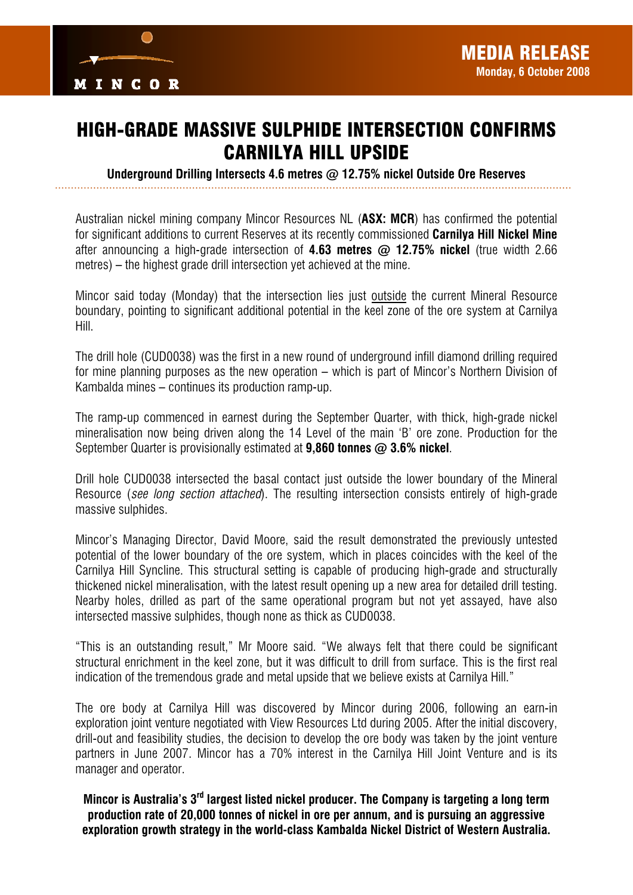MINCOR

**MEDIA RELEASE**
**Monday, 6 October 2008**

# HIGH-GRADE MASSIVE SULPHIDE INTERSECTION CONFIRMS CARNILYA HILL UPSIDE

**Underground Drilling Intersects 4.6 metres @ 12.75% nickel Outside Ore Reserves**

Australian nickel mining company Mincor Resources NL (**ASX: MCR**) has confirmed the potential for significant additions to current Reserves at its recently commissioned **Carnilya Hill Nickel Mine** after announcing a high-grade intersection of **4.63 metres @ 12.75% nickel** (true width 2.66 metres) – the highest grade drill intersection yet achieved at the mine.

Mincor said today (Monday) that the intersection lies just outside the current Mineral Resource boundary, pointing to significant additional potential in the keel zone of the ore system at Carnilya Hill.

The drill hole (CUD0038) was the first in a new round of underground infill diamond drilling required for mine planning purposes as the new operation – which is part of Mincor's Northern Division of Kambalda mines – continues its production ramp-up.

The ramp-up commenced in earnest during the September Quarter, with thick, high-grade nickel mineralisation now being driven along the 14 Level of the main 'B' ore zone. Production for the September Quarter is provisionally estimated at **9,860 tonnes @ 3.6% nickel**.

Drill hole CUD0038 intersected the basal contact just outside the lower boundary of the Mineral Resource (*see long section attached*). The resulting intersection consists entirely of high-grade massive sulphides.

Mincor's Managing Director, David Moore, said the result demonstrated the previously untested potential of the lower boundary of the ore system, which in places coincides with the keel of the Carnilya Hill Syncline. This structural setting is capable of producing high-grade and structurally thickened nickel mineralisation, with the latest result opening up a new area for detailed drill testing. Nearby holes, drilled as part of the same operational program but not yet assayed, have also intersected massive sulphides, though none as thick as CUD0038.

"This is an outstanding result," Mr Moore said. "We always felt that there could be significant structural enrichment in the keel zone, but it was difficult to drill from surface. This is the first real indication of the tremendous grade and metal upside that we believe exists at Carnilya Hill."

The ore body at Carnilya Hill was discovered by Mincor during 2006, following an earn-in exploration joint venture negotiated with View Resources Ltd during 2005. After the initial discovery, drill-out and feasibility studies, the decision to develop the ore body was taken by the joint venture partners in June 2007. Mincor has a 70% interest in the Carnilya Hill Joint Venture and is its manager and operator.

**Mincor is Australia's 3rd largest listed nickel producer. The Company is targeting a long term production rate of 20,000 tonnes of nickel in ore per annum, and is pursuing an aggressive exploration growth strategy in the world-class Kambalda Nickel District of Western Australia.**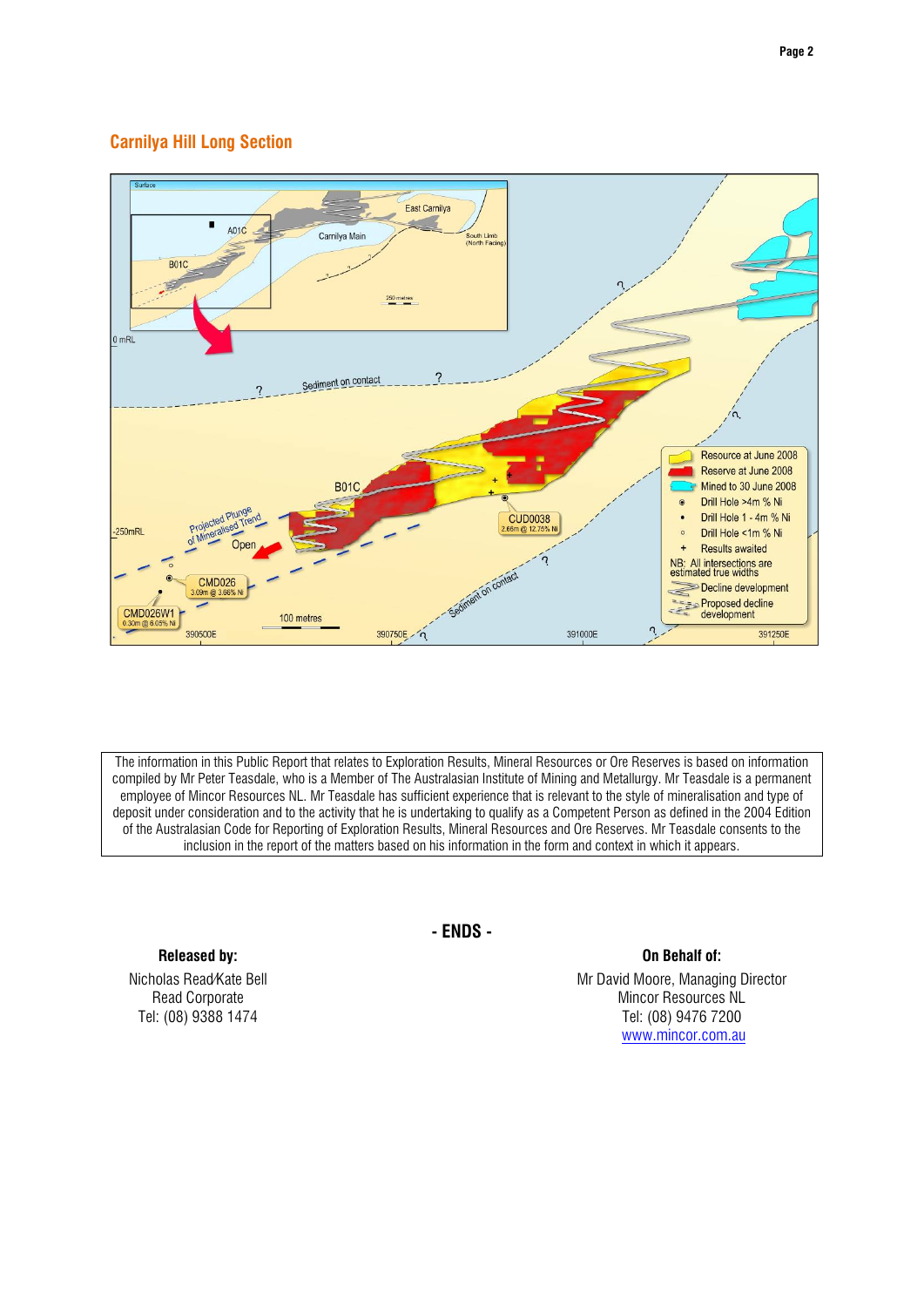## Carnilya Hill Long Section

Surface
East Carnilya
A01C
Carnilya Main
South Limb (North Facing)
B01C
250 metres

0 mRL
-250mRL

Sediment on contact
?
Projected Plunge of Mineralised Trend
Open
B01C
CUD0038
2.66m @ 12.75% Ni
CMD026
3.09m @ 3.66% Ni
CMD026W1
0.30m @ 6.05% Ni
100 metres
Sediment on contact

390500E
390750E
391000E
391250E

Resource at June 2008
Reserve at June 2008
Mined to 30 June 2008
Drill Hole >4m % Ni
Drill Hole 1 - 4m % Ni
Drill Hole <1m % Ni
Results awaited
NB: All intersections are estimated true widths
Decline development
Proposed decline development

The information in this Public Report that relates to Exploration Results, Mineral Resources or Ore Reserves is based on information compiled by Mr Peter Teasdale, who is a Member of The Australasian Institute of Mining and Metallurgy. Mr Teasdale is a permanent employee of Mincor Resources NL. Mr Teasdale has sufficient experience that is relevant to the style of mineralisation and type of deposit under consideration and to the activity that he is undertaking to qualify as a Competent Person as defined in the 2004 Edition of the Australasian Code for Reporting of Exploration Results, Mineral Resources and Ore Reserves. Mr Teasdale consents to the inclusion in the report of the matters based on his information in the form and context in which it appears.

**- ENDS -**

**Released by:**
Nicholas Read/Kate Bell
Read Corporate
Tel: (08) 9388 1474

**On Behalf of:**
Mr David Moore, Managing Director
Mincor Resources NL
Tel: (08) 9476 7200
www.mincor.com.au